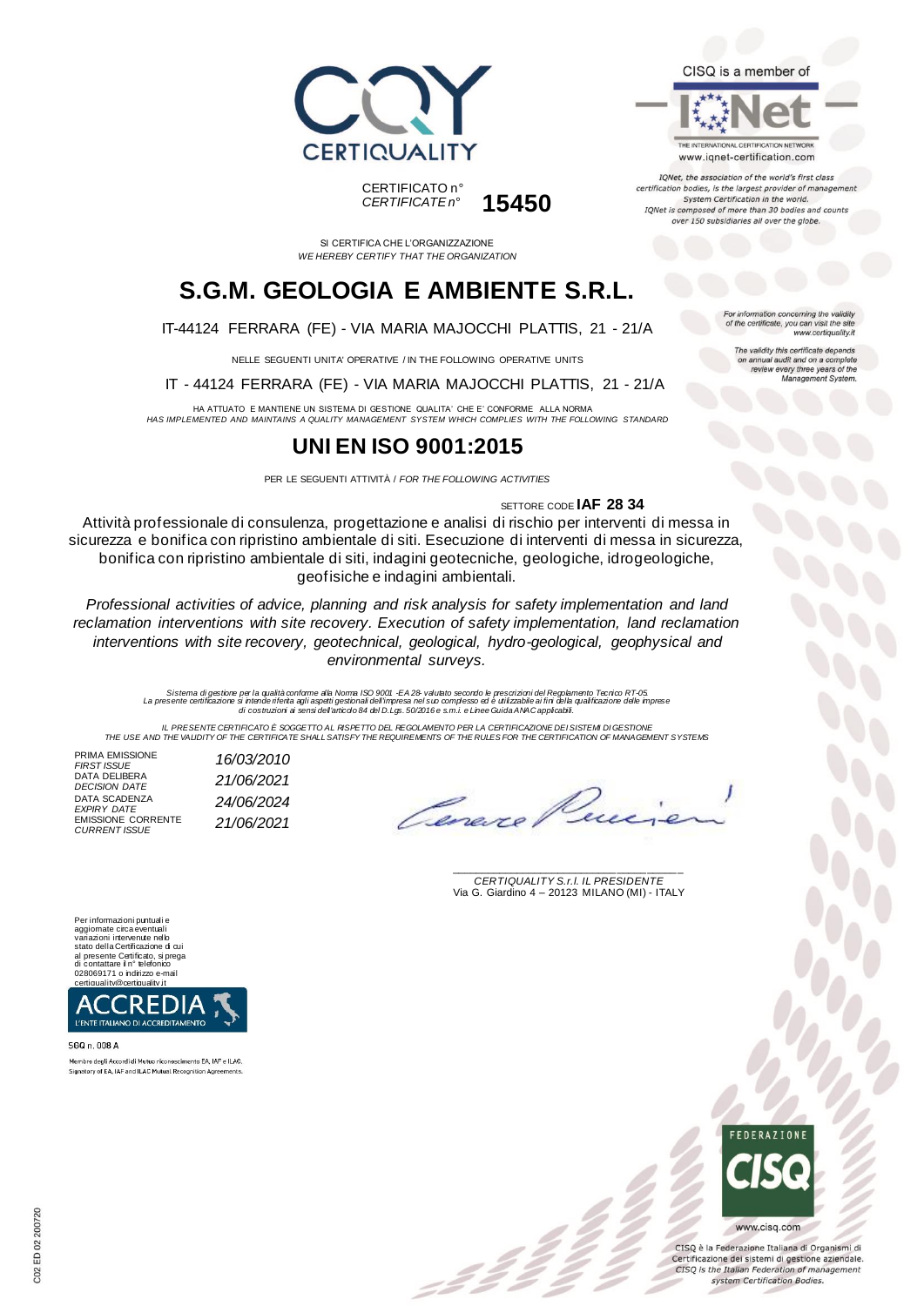CERTIQUALITY

CERTIFICATO n°
*CERTIFICATE n°* **15450**

CISQ is a member of

IQNet
THE INTERNATIONAL CERTIFICATION NETWORK
www.iqnet-certification.com

*IQNet, the association of the world's first class certification bodies, is the largest provider of management System Certification in the world. IQNet is composed of more than 30 bodies and counts over 150 subsidiaries all over the globe.*

SI CERTIFICA CHE L'ORGANIZZAZIONE
*WE HEREBY CERTIFY THAT THE ORGANIZATION*

# S.G.M. GEOLOGIA E AMBIENTE S.R.L.

IT-44124 FERRARA (FE) - VIA MARIA MAJOCCHI PLATTIS, 21 - 21/A

NELLE SEGUENTI UNITA' OPERATIVE / IN THE FOLLOWING OPERATIVE UNITS

IT - 44124 FERRARA (FE) - VIA MARIA MAJOCCHI PLATTIS, 21 - 21/A

*For information concerning the validity of the certificate, you can visit the site www.certiquality.it*

*The validity this certificate depends on annual audit and on a complete review every three years of the Management System.*

HA ATTUATO E MANTIENE UN SISTEMA DI GESTIONE QUALITA' CHE E' CONFORME ALLA NORMA
*HAS IMPLEMENTED AND MAINTAINS A QUALITY MANAGEMENT SYSTEM WHICH COMPLIES WITH THE FOLLOWING STANDARD*

## UNI EN ISO 9001:2015

PER LE SEGUENTI ATTIVITÀ / *FOR THE FOLLOWING ACTIVITIES*

SETTORE CODE **IAF 28 34**

Attività professionale di consulenza, progettazione e analisi di rischio per interventi di messa in sicurezza e bonifica con ripristino ambientale di siti. Esecuzione di interventi di messa in sicurezza, bonifica con ripristino ambientale di siti, indagini geotecniche, geologiche, idrogeologiche, geofisiche e indagini ambientali.

*Professional activities of advice, planning and risk analysis for safety implementation and land reclamation interventions with site recovery. Execution of safety implementation, land reclamation interventions with site recovery, geotechnical, geological, hydro-geological, geophysical and environmental surveys.*

*Sistema di gestione per la qualità conforme alla Norma ISO 9001 -EA 28- valutato secondo le prescrizioni del Regolamento Tecnico RT-05. La presente certificazione si intende riferita agli aspetti gestionali dell'impresa nel suo complesso ed è utilizzabile ai fini della qualificazione delle imprese di costruzioni ai sensi dell'articolo 84 del D.Lgs. 50/2016 e s.m.i. e Linee Guida ANAC applicabili.*

*IL PRESENTE CERTIFICATO È SOGGETTO AL RISPETTO DEL REGOLAMENTO PER LA CERTIFICAZIONE DEI SISTEMI DI GESTIONE*
*THE USE AND THE VALIDITY OF THE CERTIFICATE SHALL SATISFY THE REQUIREMENTS OF THE RULES FOR THE CERTIFICATION OF MANAGEMENT SYSTEMS*

| | |
|---|---|
| PRIMA EMISSIONE *FIRST ISSUE* | *16/03/2010* |
| DATA DELIBERA *DECISION DATE* | *21/06/2021* |
| DATA SCADENZA *EXPIRY DATE* | *24/06/2024* |
| EMISSIONE CORRENTE *CURRENT ISSUE* | *21/06/2021* |

*CERTIQUALITY S.r.l. IL PRESIDENTE*
Via G. Giardino 4 – 20123 MILANO (MI) - ITALY

Per informazioni puntuali e aggiornate circa eventuali variazioni intervenute nello stato della Certificazione di cui al presente Certificato, si prega di contattare il n° telefonico 028069171 o indirizzo e-mail certiquality@certiquality.it

ACCREDIA
L'ENTE ITALIANO DI ACCREDITAMENTO

SGQ n. 008 A

Membro degli Accordi di Mutuo riconoscimento EA, IAF e ILAC.
Signatory of EA, IAF and ILAC Mutual Recognition Agreements.

FEDERAZIONE CISQ
www.cisq.com

CISQ è la Federazione Italiana di Organismi di Certificazione dei sistemi di gestione aziendale.
*CISQ is the Italian Federation of management system Certification Bodies.*

C02 ED 02 200720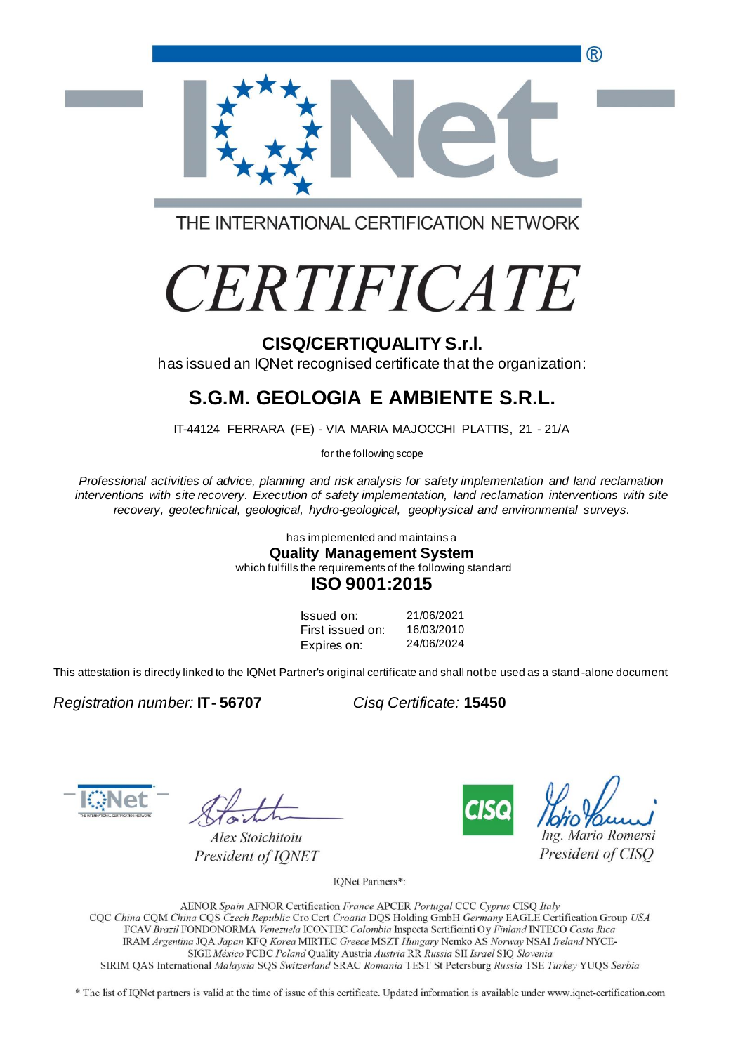THE INTERNATIONAL CERTIFICATION NETWORK

# CERTIFICATE

**CISQ/CERTIQUALITY S.r.l.**

has issued an IQNet recognised certificate that the organization:

## S.G.M. GEOLOGIA E AMBIENTE S.R.L.

IT-44124 FERRARA (FE) - VIA MARIA MAJOCCHI PLATTIS, 21 - 21/A

for the following scope

*Professional activities of advice, planning and risk analysis for safety implementation and land reclamation interventions with site recovery. Execution of safety implementation, land reclamation interventions with site recovery, geotechnical, geological, hydro-geological, geophysical and environmental surveys.*

has implemented and maintains a

**Quality Management System**

which fulfills the requirements of the following standard

**ISO 9001:2015**

| | |
|---|---|
| Issued on: | 21/06/2021 |
| First issued on: | 16/03/2010 |
| Expires on: | 24/06/2024 |

This attestation is directly linked to the IQNet Partner's original certificate and shall not be used as a stand-alone document

*Registration number:* **IT- 56707** *Cisq Certificate:* **15450**

Alex Stoichitoiu
*President of IQNET*

Ing. Mario Romersi
*President of CISQ*

IQNet Partners*:

AENOR *Spain* AFNOR Certification *France* APCER *Portugal* CCC *Cyprus* CISQ *Italy*
CQC *China* CQM *China* CQS *Czech Republic* Cro Cert *Croatia* DQS Holding GmbH *Germany* EAGLE Certification Group *USA*
FCAV *Brazil* FONDONORMA *Venezuela* ICONTEC *Colombia* Inspecta Sertifiointi Oy *Finland* INTECO *Costa Rica*
IRAM *Argentina* JQA *Japan* KFQ *Korea* MIRTEC *Greece* MSZT *Hungary* Nemko AS *Norway* NSAI *Ireland* NYCE-SIGE *México* PCBC *Poland* Quality Austria *Austria* RR *Russia* SII *Israel* SIQ *Slovenia*
SIRIM QAS International *Malaysia* SQS *Switzerland* SRAC *Romania* TEST St Petersburg *Russia* TSE *Turkey* YUQS *Serbia*

* The list of IQNet partners is valid at the time of issue of this certificate. Updated information is available under www.iqnet-certification.com